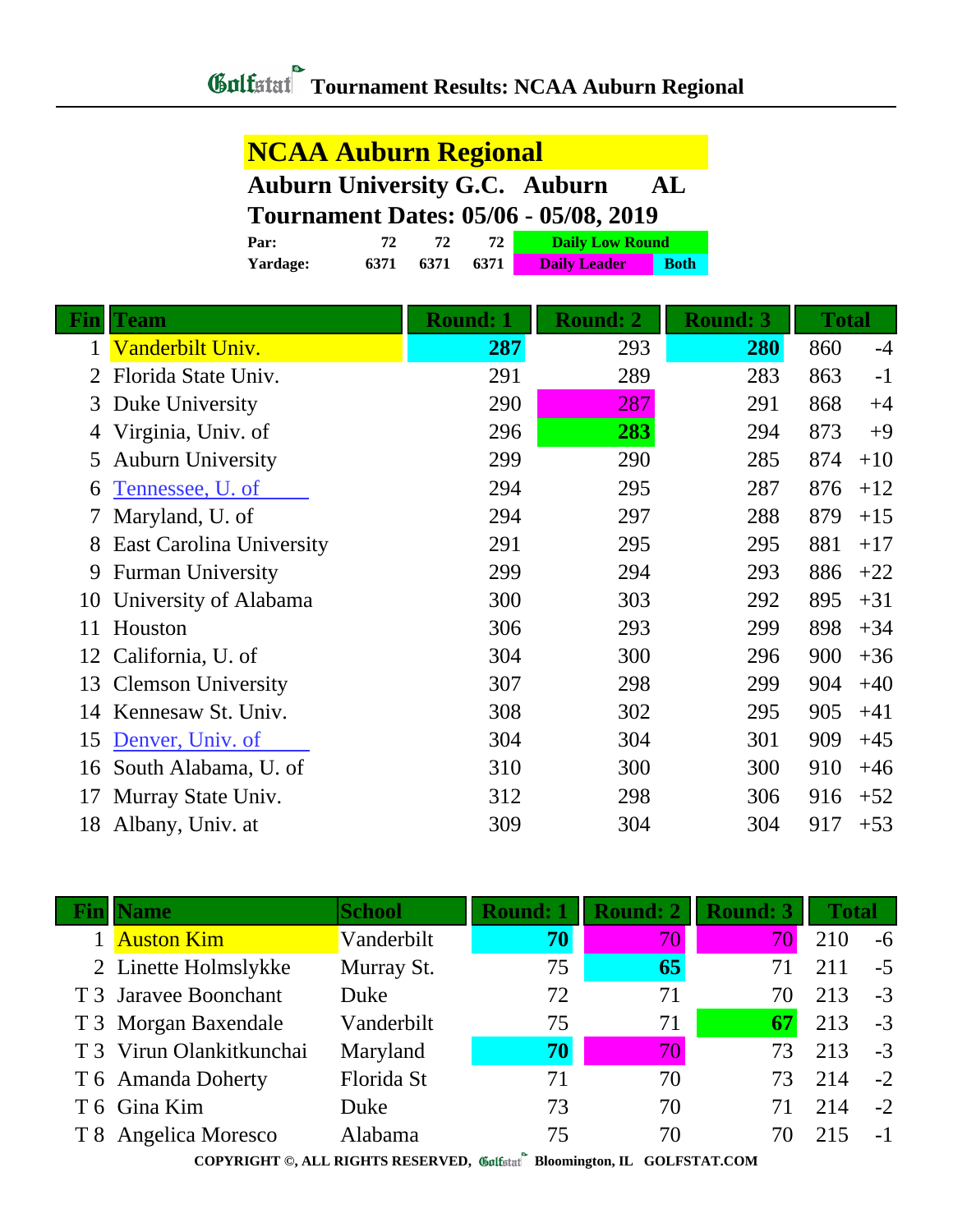# Tournament Results: NCAA Auburn Regional

## NCAA Auburn Regional

**Auburn University G.C. Auburn AL**

**Tournament Dates: 05/06 - 05/08, 2019**

| | | | | |
|---|---|---|---|---|
| **Par:** | 72 | 72 | 72 | Daily Low Round |
| **Yardage:** | 6371 | 6371 | 6371 | Daily Leader / Both |

| Fin | Team | Round: 1 | Round: 2 | Round: 3 | Total | |
|---|---|---|---|---|---|---|
| 1 | Vanderbilt Univ. | **287** | 293 | **280** | 860 | -4 |
| 2 | Florida State Univ. | 291 | 289 | 283 | 863 | -1 |
| 3 | Duke University | 290 | 287 | 291 | 868 | +4 |
| 4 | Virginia, Univ. of | 296 | **283** | 294 | 873 | +9 |
| 5 | Auburn University | 299 | 290 | 285 | 874 | +10 |
| 6 | Tennessee, U. of | 294 | 295 | 287 | 876 | +12 |
| 7 | Maryland, U. of | 294 | 297 | 288 | 879 | +15 |
| 8 | East Carolina University | 291 | 295 | 295 | 881 | +17 |
| 9 | Furman University | 299 | 294 | 293 | 886 | +22 |
| 10 | University of Alabama | 300 | 303 | 292 | 895 | +31 |
| 11 | Houston | 306 | 293 | 299 | 898 | +34 |
| 12 | California, U. of | 304 | 300 | 296 | 900 | +36 |
| 13 | Clemson University | 307 | 298 | 299 | 904 | +40 |
| 14 | Kennesaw St. Univ. | 308 | 302 | 295 | 905 | +41 |
| 15 | Denver, Univ. of | 304 | 304 | 301 | 909 | +45 |
| 16 | South Alabama, U. of | 310 | 300 | 300 | 910 | +46 |
| 17 | Murray State Univ. | 312 | 298 | 306 | 916 | +52 |
| 18 | Albany, Univ. at | 309 | 304 | 304 | 917 | +53 |

| Fin | Name | School | Round: 1 | Round: 2 | Round: 3 | Total | |
|---|---|---|---|---|---|---|---|
| 1 | Auston Kim | Vanderbilt | **70** | 70 | 70 | 210 | -6 |
| 2 | Linette Holmslykke | Murray St. | 75 | **65** | 71 | 211 | -5 |
| T 3 | Jaravee Boonchant | Duke | 72 | 71 | 70 | 213 | -3 |
| T 3 | Morgan Baxendale | Vanderbilt | 75 | 71 | **67** | 213 | -3 |
| T 3 | Virun Olankitkunchai | Maryland | **70** | 70 | 73 | 213 | -3 |
| T 6 | Amanda Doherty | Florida St | 71 | 70 | 73 | 214 | -2 |
| T 6 | Gina Kim | Duke | 73 | 70 | 71 | 214 | -2 |
| T 8 | Angelica Moresco | Alabama | 75 | 70 | 70 | 215 | -1 |

COPYRIGHT ©, ALL RIGHTS RESERVED, Golfstat Bloomington, IL GOLFSTAT.COM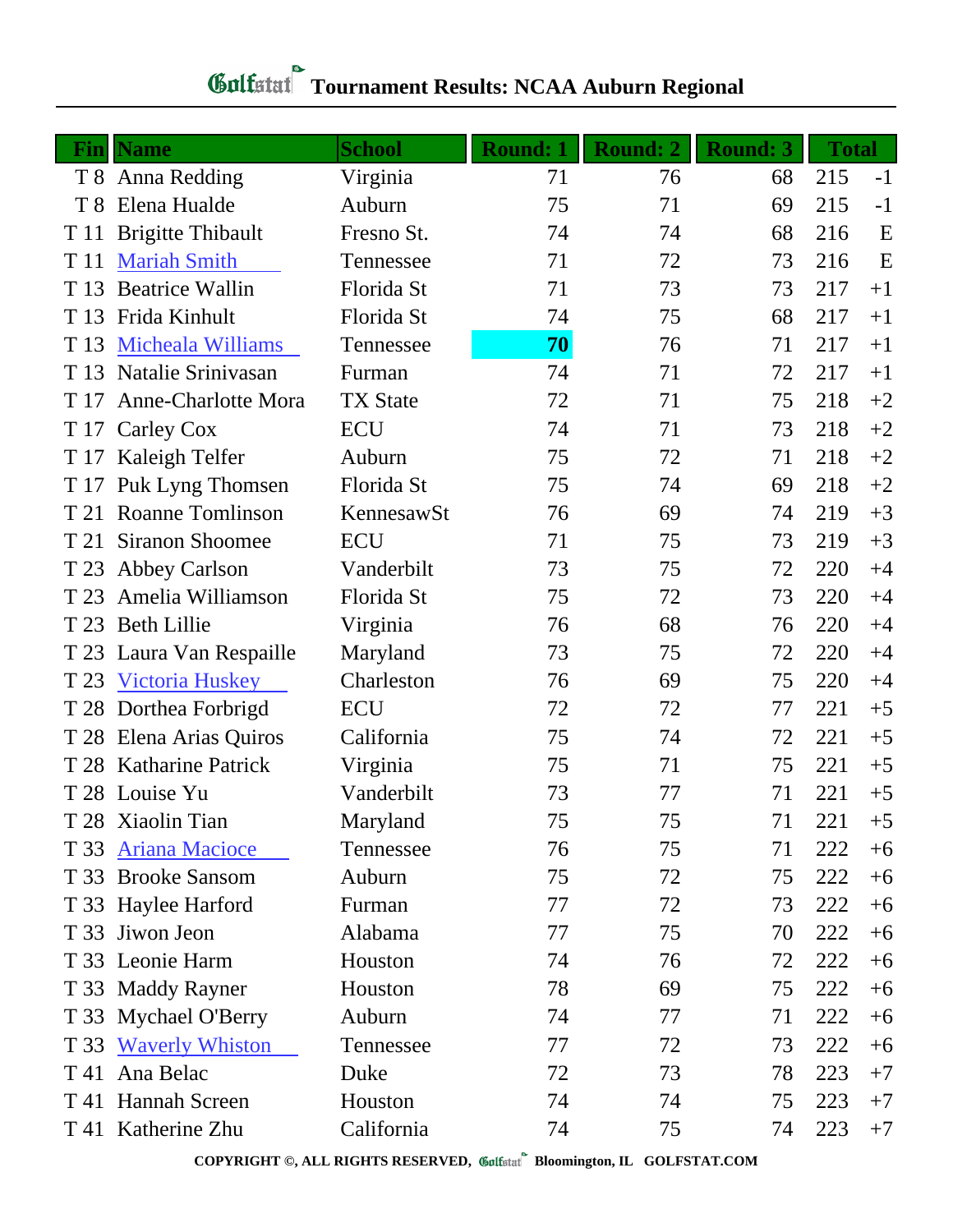# Golfstat Tournament Results: NCAA Auburn Regional

| Fin | Name | School | Round: 1 | Round: 2 | Round: 3 | Total | |
|---|---|---|---|---|---|---|---|
| T 8 | Anna Redding | Virginia | 71 | 76 | 68 | 215 | -1 |
| T 8 | Elena Hualde | Auburn | 75 | 71 | 69 | 215 | -1 |
| T 11 | Brigitte Thibault | Fresno St. | 74 | 74 | 68 | 216 | E |
| T 11 | Mariah Smith | Tennessee | 71 | 72 | 73 | 216 | E |
| T 13 | Beatrice Wallin | Florida St | 71 | 73 | 73 | 217 | +1 |
| T 13 | Frida Kinhult | Florida St | 74 | 75 | 68 | 217 | +1 |
| T 13 | Micheala Williams | Tennessee | **70** | 76 | 71 | 217 | +1 |
| T 13 | Natalie Srinivasan | Furman | 74 | 71 | 72 | 217 | +1 |
| T 17 | Anne-Charlotte Mora | TX State | 72 | 71 | 75 | 218 | +2 |
| T 17 | Carley Cox | ECU | 74 | 71 | 73 | 218 | +2 |
| T 17 | Kaleigh Telfer | Auburn | 75 | 72 | 71 | 218 | +2 |
| T 17 | Puk Lyng Thomsen | Florida St | 75 | 74 | 69 | 218 | +2 |
| T 21 | Roanne Tomlinson | KennesawSt | 76 | 69 | 74 | 219 | +3 |
| T 21 | Siranon Shoomee | ECU | 71 | 75 | 73 | 219 | +3 |
| T 23 | Abbey Carlson | Vanderbilt | 73 | 75 | 72 | 220 | +4 |
| T 23 | Amelia Williamson | Florida St | 75 | 72 | 73 | 220 | +4 |
| T 23 | Beth Lillie | Virginia | 76 | 68 | 76 | 220 | +4 |
| T 23 | Laura Van Respaille | Maryland | 73 | 75 | 72 | 220 | +4 |
| T 23 | Victoria Huskey | Charleston | 76 | 69 | 75 | 220 | +4 |
| T 28 | Dorthea Forbrigd | ECU | 72 | 72 | 77 | 221 | +5 |
| T 28 | Elena Arias Quiros | California | 75 | 74 | 72 | 221 | +5 |
| T 28 | Katharine Patrick | Virginia | 75 | 71 | 75 | 221 | +5 |
| T 28 | Louise Yu | Vanderbilt | 73 | 77 | 71 | 221 | +5 |
| T 28 | Xiaolin Tian | Maryland | 75 | 75 | 71 | 221 | +5 |
| T 33 | Ariana Macioce | Tennessee | 76 | 75 | 71 | 222 | +6 |
| T 33 | Brooke Sansom | Auburn | 75 | 72 | 75 | 222 | +6 |
| T 33 | Haylee Harford | Furman | 77 | 72 | 73 | 222 | +6 |
| T 33 | Jiwon Jeon | Alabama | 77 | 75 | 70 | 222 | +6 |
| T 33 | Leonie Harm | Houston | 74 | 76 | 72 | 222 | +6 |
| T 33 | Maddy Rayner | Houston | 78 | 69 | 75 | 222 | +6 |
| T 33 | Mychael O'Berry | Auburn | 74 | 77 | 71 | 222 | +6 |
| T 33 | Waverly Whiston | Tennessee | 77 | 72 | 73 | 222 | +6 |
| T 41 | Ana Belac | Duke | 72 | 73 | 78 | 223 | +7 |
| T 41 | Hannah Screen | Houston | 74 | 74 | 75 | 223 | +7 |
| T 41 | Katherine Zhu | California | 74 | 75 | 74 | 223 | +7 |

COPYRIGHT ©, ALL RIGHTS RESERVED, Golfstat Bloomington, IL GOLFSTAT.COM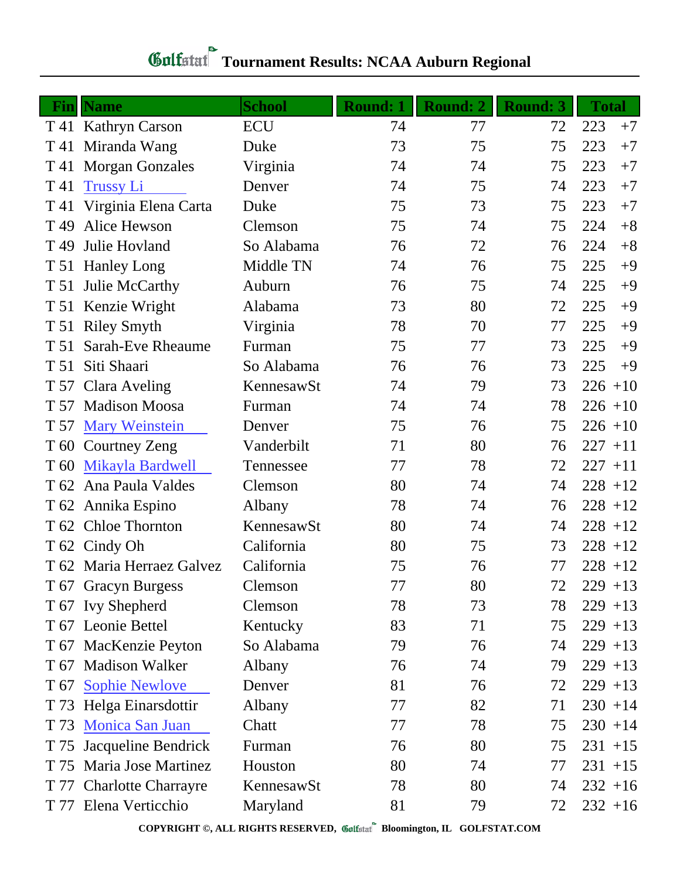# Tournament Results: NCAA Auburn Regional

| Fin | Name | School | Round: 1 | Round: 2 | Round: 3 | Total | |
|---|---|---|---|---|---|---|---|
| T 41 | Kathryn Carson | ECU | 74 | 77 | 72 | 223 | +7 |
| T 41 | Miranda Wang | Duke | 73 | 75 | 75 | 223 | +7 |
| T 41 | Morgan Gonzales | Virginia | 74 | 74 | 75 | 223 | +7 |
| T 41 | Trussy Li | Denver | 74 | 75 | 74 | 223 | +7 |
| T 41 | Virginia Elena Carta | Duke | 75 | 73 | 75 | 223 | +7 |
| T 49 | Alice Hewson | Clemson | 75 | 74 | 75 | 224 | +8 |
| T 49 | Julie Hovland | So Alabama | 76 | 72 | 76 | 224 | +8 |
| T 51 | Hanley Long | Middle TN | 74 | 76 | 75 | 225 | +9 |
| T 51 | Julie McCarthy | Auburn | 76 | 75 | 74 | 225 | +9 |
| T 51 | Kenzie Wright | Alabama | 73 | 80 | 72 | 225 | +9 |
| T 51 | Riley Smyth | Virginia | 78 | 70 | 77 | 225 | +9 |
| T 51 | Sarah-Eve Rheaume | Furman | 75 | 77 | 73 | 225 | +9 |
| T 51 | Siti Shaari | So Alabama | 76 | 76 | 73 | 225 | +9 |
| T 57 | Clara Aveling | KennesawSt | 74 | 79 | 73 | 226 | +10 |
| T 57 | Madison Moosa | Furman | 74 | 74 | 78 | 226 | +10 |
| T 57 | Mary Weinstein | Denver | 75 | 76 | 75 | 226 | +10 |
| T 60 | Courtney Zeng | Vanderbilt | 71 | 80 | 76 | 227 | +11 |
| T 60 | Mikayla Bardwell | Tennessee | 77 | 78 | 72 | 227 | +11 |
| T 62 | Ana Paula Valdes | Clemson | 80 | 74 | 74 | 228 | +12 |
| T 62 | Annika Espino | Albany | 78 | 74 | 76 | 228 | +12 |
| T 62 | Chloe Thornton | KennesawSt | 80 | 74 | 74 | 228 | +12 |
| T 62 | Cindy Oh | California | 80 | 75 | 73 | 228 | +12 |
| T 62 | Maria Herraez Galvez | California | 75 | 76 | 77 | 228 | +12 |
| T 67 | Gracyn Burgess | Clemson | 77 | 80 | 72 | 229 | +13 |
| T 67 | Ivy Shepherd | Clemson | 78 | 73 | 78 | 229 | +13 |
| T 67 | Leonie Bettel | Kentucky | 83 | 71 | 75 | 229 | +13 |
| T 67 | MacKenzie Peyton | So Alabama | 79 | 76 | 74 | 229 | +13 |
| T 67 | Madison Walker | Albany | 76 | 74 | 79 | 229 | +13 |
| T 67 | Sophie Newlove | Denver | 81 | 76 | 72 | 229 | +13 |
| T 73 | Helga Einarsdottir | Albany | 77 | 82 | 71 | 230 | +14 |
| T 73 | Monica San Juan | Chatt | 77 | 78 | 75 | 230 | +14 |
| T 75 | Jacqueline Bendrick | Furman | 76 | 80 | 75 | 231 | +15 |
| T 75 | Maria Jose Martinez | Houston | 80 | 74 | 77 | 231 | +15 |
| T 77 | Charlotte Charrayre | KennesawSt | 78 | 80 | 74 | 232 | +16 |
| T 77 | Elena Verticchio | Maryland | 81 | 79 | 72 | 232 | +16 |

COPYRIGHT ©, ALL RIGHTS RESERVED, Golfstat Bloomington, IL GOLFSTAT.COM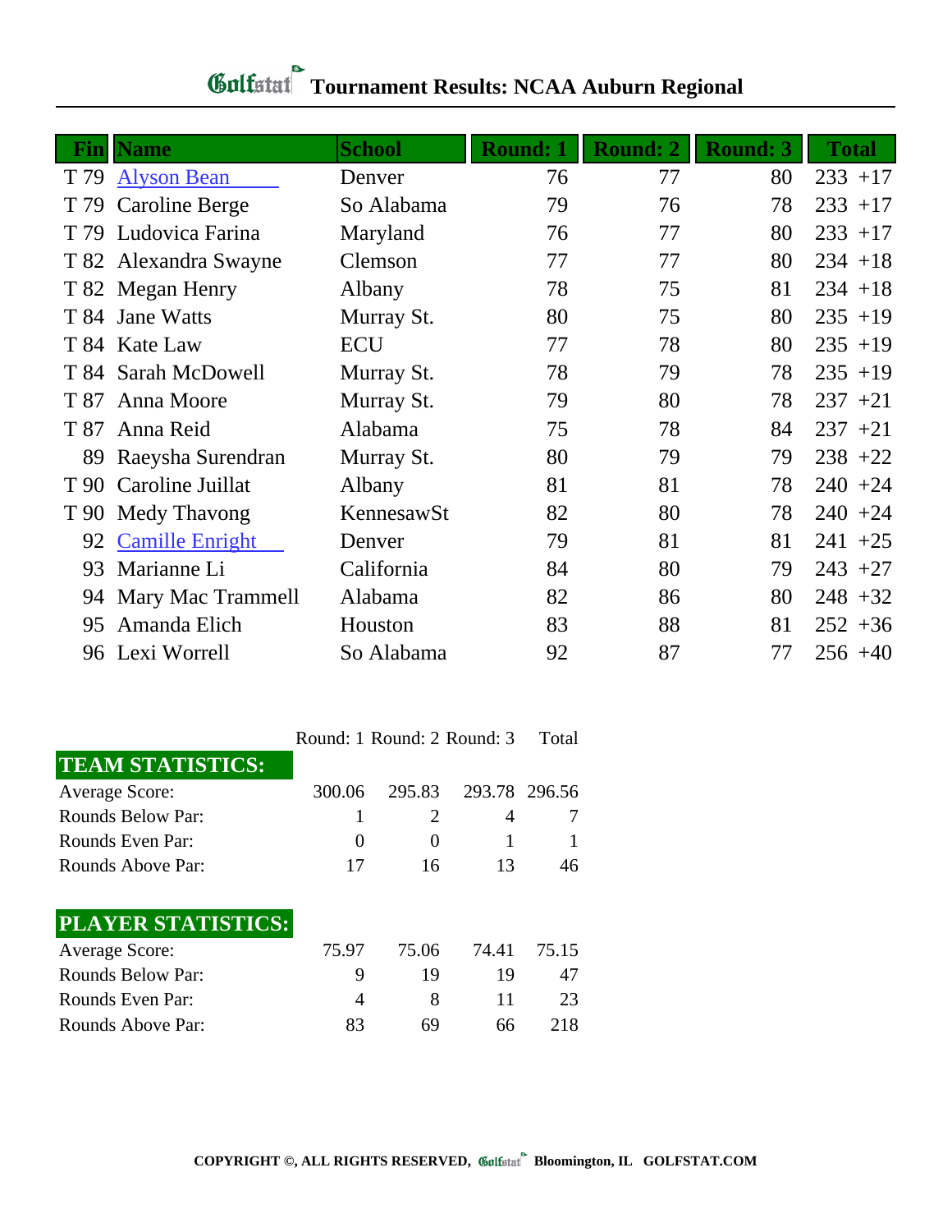# Golfstat Tournament Results: NCAA Auburn Regional

| Fin | Name | School | Round: 1 | Round: 2 | Round: 3 | Total | |
|---|---|---|---|---|---|---|---|
| T 79 | Alyson Bean | Denver | 76 | 77 | 80 | 233 | +17 |
| T 79 | Caroline Berge | So Alabama | 79 | 76 | 78 | 233 | +17 |
| T 79 | Ludovica Farina | Maryland | 76 | 77 | 80 | 233 | +17 |
| T 82 | Alexandra Swayne | Clemson | 77 | 77 | 80 | 234 | +18 |
| T 82 | Megan Henry | Albany | 78 | 75 | 81 | 234 | +18 |
| T 84 | Jane Watts | Murray St. | 80 | 75 | 80 | 235 | +19 |
| T 84 | Kate Law | ECU | 77 | 78 | 80 | 235 | +19 |
| T 84 | Sarah McDowell | Murray St. | 78 | 79 | 78 | 235 | +19 |
| T 87 | Anna Moore | Murray St. | 79 | 80 | 78 | 237 | +21 |
| T 87 | Anna Reid | Alabama | 75 | 78 | 84 | 237 | +21 |
| 89 | Raeysha Surendran | Murray St. | 80 | 79 | 79 | 238 | +22 |
| T 90 | Caroline Juillat | Albany | 81 | 81 | 78 | 240 | +24 |
| T 90 | Medy Thavong | KennesawSt | 82 | 80 | 78 | 240 | +24 |
| 92 | Camille Enright | Denver | 79 | 81 | 81 | 241 | +25 |
| 93 | Marianne Li | California | 84 | 80 | 79 | 243 | +27 |
| 94 | Mary Mac Trammell | Alabama | 82 | 86 | 80 | 248 | +32 |
| 95 | Amanda Elich | Houston | 83 | 88 | 81 | 252 | +36 |
| 96 | Lexi Worrell | So Alabama | 92 | 87 | 77 | 256 | +40 |

| TEAM STATISTICS: | Round: 1 | Round: 2 | Round: 3 | Total |
|---|---|---|---|---|
| Average Score: | 300.06 | 295.83 | 293.78 | 296.56 |
| Rounds Below Par: | 1 | 2 | 4 | 7 |
| Rounds Even Par: | 0 | 0 | 1 | 1 |
| Rounds Above Par: | 17 | 16 | 13 | 46 |

| PLAYER STATISTICS: | Round: 1 | Round: 2 | Round: 3 | Total |
|---|---|---|---|---|
| Average Score: | 75.97 | 75.06 | 74.41 | 75.15 |
| Rounds Below Par: | 9 | 19 | 19 | 47 |
| Rounds Even Par: | 4 | 8 | 11 | 23 |
| Rounds Above Par: | 83 | 69 | 66 | 218 |

**COPYRIGHT ©, ALL RIGHTS RESERVED, Golfstat Bloomington, IL GOLFSTAT.COM**